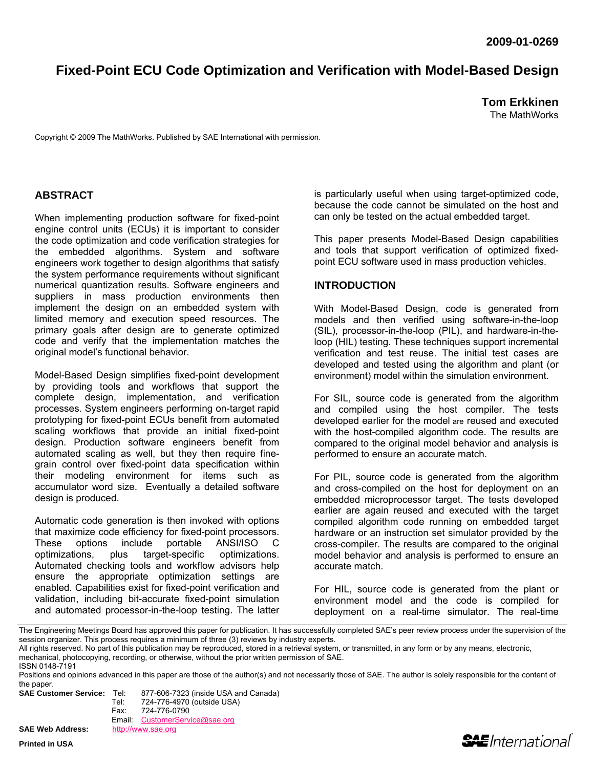2009-01-0269

# Fixed-Point ECU Code Optimization and Verification with Model-Based Design

**Tom Erkkinen**
The MathWorks

Copyright © 2009 The MathWorks. Published by SAE International with permission.

## ABSTRACT

When implementing production software for fixed-point engine control units (ECUs) it is important to consider the code optimization and code verification strategies for the embedded algorithms. System and software engineers work together to design algorithms that satisfy the system performance requirements without significant numerical quantization results. Software engineers and suppliers in mass production environments then implement the design on an embedded system with limited memory and execution speed resources. The primary goals after design are to generate optimized code and verify that the implementation matches the original model's functional behavior.

Model-Based Design simplifies fixed-point development by providing tools and workflows that support the complete design, implementation, and verification processes. System engineers performing on-target rapid prototyping for fixed-point ECUs benefit from automated scaling workflows that provide an initial fixed-point design. Production software engineers benefit from automated scaling as well, but they then require fine-grain control over fixed-point data specification within their modeling environment for items such as accumulator word size. Eventually a detailed software design is produced.

Automatic code generation is then invoked with options that maximize code efficiency for fixed-point processors. These options include portable ANSI/ISO C optimizations, plus target-specific optimizations. Automated checking tools and workflow advisors help ensure the appropriate optimization settings are enabled. Capabilities exist for fixed-point verification and validation, including bit-accurate fixed-point simulation and automated processor-in-the-loop testing. The latter is particularly useful when using target-optimized code, because the code cannot be simulated on the host and can only be tested on the actual embedded target.

This paper presents Model-Based Design capabilities and tools that support verification of optimized fixed-point ECU software used in mass production vehicles.

## INTRODUCTION

With Model-Based Design, code is generated from models and then verified using software-in-the-loop (SIL), processor-in-the-loop (PIL), and hardware-in-the-loop (HIL) testing. These techniques support incremental verification and test reuse. The initial test cases are developed and tested using the algorithm and plant (or environment) model within the simulation environment.

For SIL, source code is generated from the algorithm and compiled using the host compiler. The tests developed earlier for the model are reused and executed with the host-compiled algorithm code. The results are compared to the original model behavior and analysis is performed to ensure an accurate match.

For PIL, source code is generated from the algorithm and cross-compiled on the host for deployment on an embedded microprocessor target. The tests developed earlier are again reused and executed with the target compiled algorithm code running on embedded target hardware or an instruction set simulator provided by the cross-compiler. The results are compared to the original model behavior and analysis is performed to ensure an accurate match.

For HIL, source code is generated from the plant or environment model and the code is compiled for deployment on a real-time simulator. The real-time

The Engineering Meetings Board has approved this paper for publication. It has successfully completed SAE's peer review process under the supervision of the session organizer. This process requires a minimum of three (3) reviews by industry experts.
All rights reserved. No part of this publication may be reproduced, stored in a retrieval system, or transmitted, in any form or by any means, electronic, mechanical, photocopying, recording, or otherwise, without the prior written permission of SAE.
ISSN 0148-7191
Positions and opinions advanced in this paper are those of the author(s) and not necessarily those of SAE. The author is solely responsible for the content of the paper.

**SAE Customer Service:** Tel: 877-606-7323 (inside USA and Canada)
Tel: 724-776-4970 (outside USA)
Fax: 724-776-0790
Email: CustomerService@sae.org
**SAE Web Address:** http://www.sae.org

**Printed in USA**

SAE International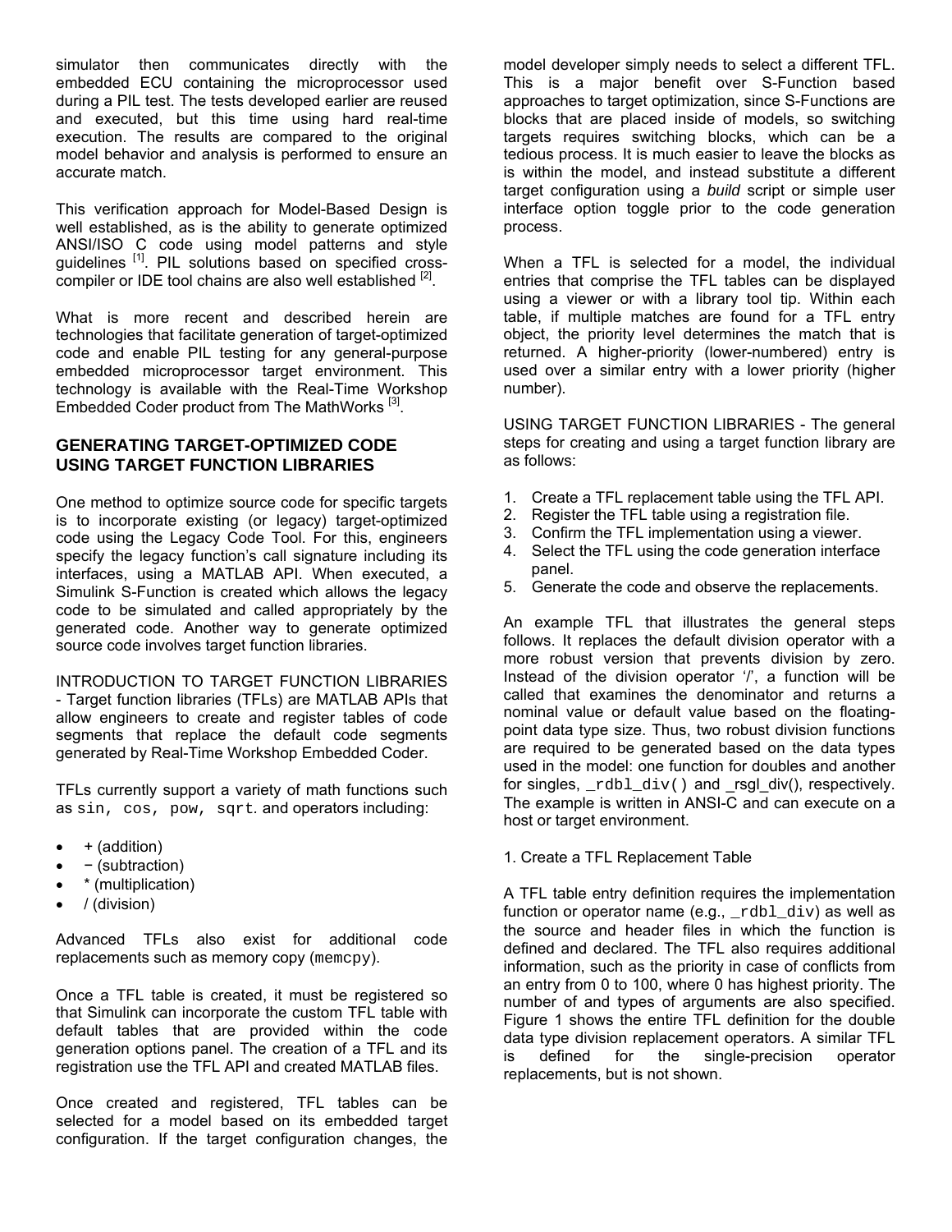simulator then communicates directly with the embedded ECU containing the microprocessor used during a PIL test. The tests developed earlier are reused and executed, but this time using hard real-time execution. The results are compared to the original model behavior and analysis is performed to ensure an accurate match.

This verification approach for Model-Based Design is well established, as is the ability to generate optimized ANSI/ISO C code using model patterns and style guidelines [1]. PIL solutions based on specified cross-compiler or IDE tool chains are also well established [2].

What is more recent and described herein are technologies that facilitate generation of target-optimized code and enable PIL testing for any general-purpose embedded microprocessor target environment. This technology is available with the Real-Time Workshop Embedded Coder product from The MathWorks [3].

## GENERATING TARGET-OPTIMIZED CODE USING TARGET FUNCTION LIBRARIES

One method to optimize source code for specific targets is to incorporate existing (or legacy) target-optimized code using the Legacy Code Tool. For this, engineers specify the legacy function's call signature including its interfaces, using a MATLAB API. When executed, a Simulink S-Function is created which allows the legacy code to be simulated and called appropriately by the generated code. Another way to generate optimized source code involves target function libraries.

INTRODUCTION TO TARGET FUNCTION LIBRARIES - Target function libraries (TFLs) are MATLAB APIs that allow engineers to create and register tables of code segments that replace the default code segments generated by Real-Time Workshop Embedded Coder.

TFLs currently support a variety of math functions such as `sin, cos, pow, sqrt`. and operators including:

- + (addition)
- − (subtraction)
- * (multiplication)
- / (division)

Advanced TFLs also exist for additional code replacements such as memory copy (`memcpy`).

Once a TFL table is created, it must be registered so that Simulink can incorporate the custom TFL table with default tables that are provided within the code generation options panel. The creation of a TFL and its registration use the TFL API and created MATLAB files.

Once created and registered, TFL tables can be selected for a model based on its embedded target configuration. If the target configuration changes, the model developer simply needs to select a different TFL. This is a major benefit over S-Function based approaches to target optimization, since S-Functions are blocks that are placed inside of models, so switching targets requires switching blocks, which can be a tedious process. It is much easier to leave the blocks as is within the model, and instead substitute a different target configuration using a *build* script or simple user interface option toggle prior to the code generation process.

When a TFL is selected for a model, the individual entries that comprise the TFL tables can be displayed using a viewer or with a library tool tip. Within each table, if multiple matches are found for a TFL entry object, the priority level determines the match that is returned. A higher-priority (lower-numbered) entry is used over a similar entry with a lower priority (higher number).

USING TARGET FUNCTION LIBRARIES - The general steps for creating and using a target function library are as follows:

1. Create a TFL replacement table using the TFL API.
2. Register the TFL table using a registration file.
3. Confirm the TFL implementation using a viewer.
4. Select the TFL using the code generation interface panel.
5. Generate the code and observe the replacements.

An example TFL that illustrates the general steps follows. It replaces the default division operator with a more robust version that prevents division by zero. Instead of the division operator '/', a function will be called that examines the denominator and returns a nominal value or default value based on the floating-point data type size. Thus, two robust division functions are required to be generated based on the data types used in the model: one function for doubles and another for singles, `_rdbl_div()` and _rsgl_div(), respectively. The example is written in ANSI-C and can execute on a host or target environment.

1. Create a TFL Replacement Table

A TFL table entry definition requires the implementation function or operator name (e.g., `_rdbl_div`) as well as the source and header files in which the function is defined and declared. The TFL also requires additional information, such as the priority in case of conflicts from an entry from 0 to 100, where 0 has highest priority. The number of and types of arguments are also specified. Figure 1 shows the entire TFL definition for the double data type division replacement operators. A similar TFL is defined for the single-precision operator replacements, but is not shown.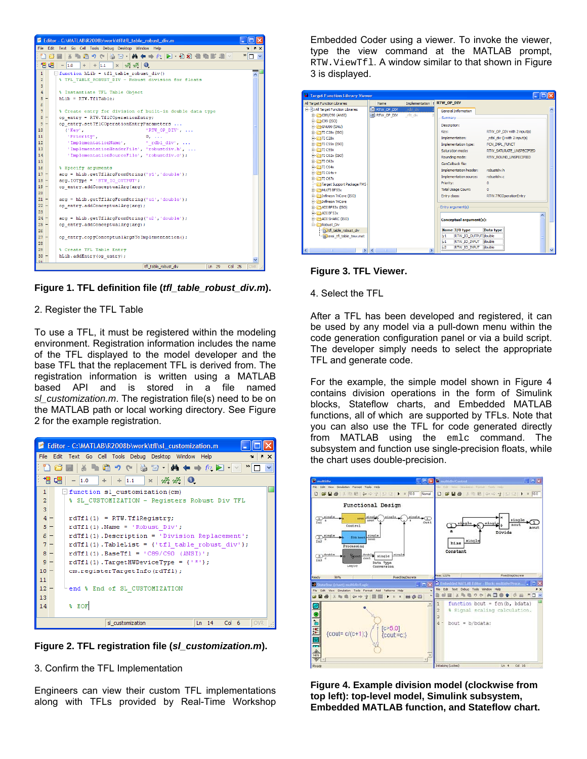**Figure 1. TFL definition file (*tfl_table_robust_div.m*).**

2. Register the TFL Table

To use a TFL, it must be registered within the modeling environment. Registration information includes the name of the TFL displayed to the model developer and the base TFL that the replacement TFL is derived from. The registration information is written using a MATLAB based API and is stored in a file named *sl_customization.m*. The registration file(s) need to be on the MATLAB path or local working directory. See Figure 2 for the example registration.

**Figure 2. TFL registration file (*sl_customization.m*).**

3. Confirm the TFL Implementation

Engineers can view their custom TFL implementations along with TFLs provided by Real-Time Workshop Embedded Coder using a viewer. To invoke the viewer, type the view command at the MATLAB prompt, `RTW.ViewTfl`. A window similar to that shown in Figure 3 is displayed.

**Figure 3. TFL Viewer.**

4. Select the TFL

After a TFL has been developed and registered, it can be used by any model via a pull-down menu within the code generation configuration panel or via a build script. The developer simply needs to select the appropriate TFL and generate code.

For the example, the simple model shown in Figure 4 contains division operations in the form of Simulink blocks, Stateflow charts, and Embedded MATLAB functions, all of which are supported by TFLs. Note that you can also use the TFL for code generated directly from MATLAB using the `emlc` command. The subsystem and function use single-precision floats, while the chart uses double-precision.

**Figure 4. Example division model (clockwise from top left): top-level model, Simulink subsystem, Embedded MATLAB function, and Stateflow chart.**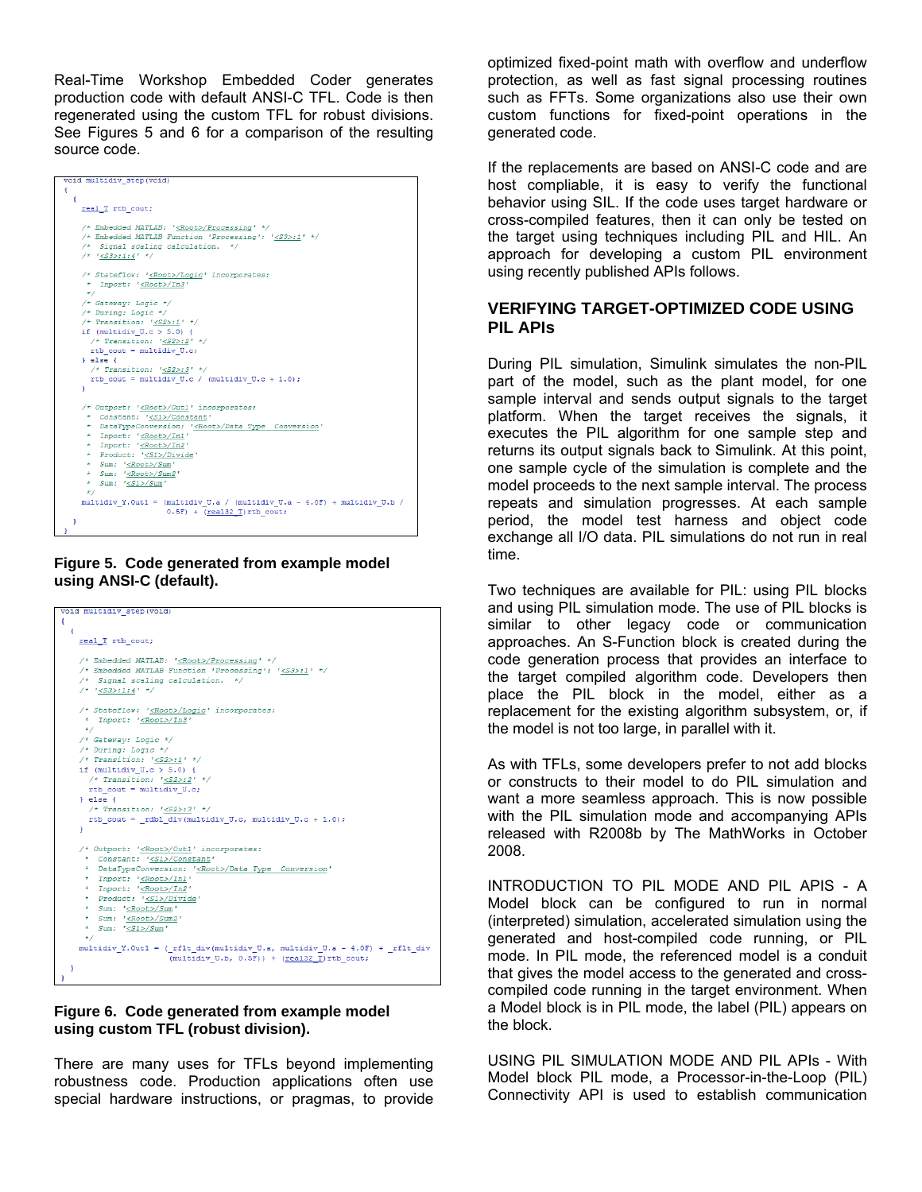Real-Time Workshop Embedded Coder generates production code with default ANSI-C TFL. Code is then regenerated using the custom TFL for robust divisions. See Figures 5 and 6 for a comparison of the resulting source code.

```
void multidiv_step(void)
{
  {
    real_T rtb_cout;

    /* Embedded MATLAB: '<Root>/Processing' */
    /* Embedded MATLAB Function 'Processing': '<S3>:1' */
    /*  Signal scaling calculation.  */
    /* '<S3>:1:4' */

    /* Stateflow: '<Root>/Logic' incorporates:
     *  Inport: '<Root>/In3'
     */
    /* Gateway: Logic */
    /* During: Logic */
    /* Transition: '<S2>:1' */
    if (multidiv_U.c > 5.0) {
      /* Transition: '<S2>:2' */
      rtb_cout = multidiv_U.c;
    } else {
      /* Transition: '<S2>:3' */
      rtb_cout = multidiv_U.c / (multidiv_U.c + 1.0);
    }

    /* Outport: '<Root>/Out1' incorporates:
     *  Constant: '<S1>/Constant'
     *  DataTypeConversion: '<Root>/Data Type  Conversion'
     *  Inport: '<Root>/In1'
     *  Inport: '<Root>/In2'
     *  Product: '<S1>/Divide'
     *  Sum: '<Root>/Sum'
     *  Sum: '<Root>/Sum2'
     *  Sum: '<S1>/Sum'
     */
    multidiv_Y.Out1 = (multidiv_U.a / (multidiv_U.a - 4.0F) + multidiv_U.b /
                       0.5F) + (real32_T)rtb_cout;
  }
}
```

**Figure 5. Code generated from example model using ANSI-C (default).**

```
void multidiv_step(void)
{
  {
    real_T rtb_cout;

    /* Embedded MATLAB: '<Root>/Processing' */
    /* Embedded MATLAB Function 'Processing': '<S3>:1' */
    /*  Signal scaling calculation.  */
    /* '<S3>:1:4' */

    /* Stateflow: '<Root>/Logic' incorporates:
     *  Inport: '<Root>/In3'
     */
    /* Gateway: Logic */
    /* During: Logic */
    /* Transition: '<S2>:1' */
    if (multidiv_U.c > 5.0) {
      /* Transition: '<S2>:2' */
      rtb_cout = multidiv_U.c;
    } else {
      /* Transition: '<S2>:3' */
      rtb_cout = _rdbl_div(multidiv_U.c, multidiv_U.c + 1.0);
    }

    /* Outport: '<Root>/Out1' incorporates:
     *  Constant: '<S1>/Constant'
     *  DataTypeConversion: '<Root>/Data Type  Conversion'
     *  Inport: '<Root>/In1'
     *  Inport: '<Root>/In2'
     *  Product: '<S1>/Divide'
     *  Sum: '<Root>/Sum'
     *  Sum: '<Root>/Sum2'
     *  Sum: '<S1>/Sum'
     */
    multidiv_Y.Out1 = (_rflt_div(multidiv_U.a, multidiv_U.a - 4.0F) + _rflt_div
                       (multidiv_U.b, 0.5F)) + (real32_T)rtb_cout;
  }
}
```

**Figure 6. Code generated from example model using custom TFL (robust division).**

There are many uses for TFLs beyond implementing robustness code. Production applications often use special hardware instructions, or pragmas, to provide optimized fixed-point math with overflow and underflow protection, as well as fast signal processing routines such as FFTs. Some organizations also use their own custom functions for fixed-point operations in the generated code.

If the replacements are based on ANSI-C code and are host compliable, it is easy to verify the functional behavior using SIL. If the code uses target hardware or cross-compiled features, then it can only be tested on the target using techniques including PIL and HIL. An approach for developing a custom PIL environment using recently published APIs follows.

## VERIFYING TARGET-OPTIMIZED CODE USING PIL APIs

During PIL simulation, Simulink simulates the non-PIL part of the model, such as the plant model, for one sample interval and sends output signals to the target platform. When the target receives the signals, it executes the PIL algorithm for one sample step and returns its output signals back to Simulink. At this point, one sample cycle of the simulation is complete and the model proceeds to the next sample interval. The process repeats and simulation progresses. At each sample period, the model test harness and object code exchange all I/O data. PIL simulations do not run in real time.

Two techniques are available for PIL: using PIL blocks and using PIL simulation mode. The use of PIL blocks is similar to other legacy code or communication approaches. An S-Function block is created during the code generation process that provides an interface to the target compiled algorithm code. Developers then place the PIL block in the model, either as a replacement for the existing algorithm subsystem, or, if the model is not too large, in parallel with it.

As with TFLs, some developers prefer to not add blocks or constructs to their model to do PIL simulation and want a more seamless approach. This is now possible with the PIL simulation mode and accompanying APIs released with R2008b by The MathWorks in October 2008.

INTRODUCTION TO PIL MODE AND PIL APIS - A Model block can be configured to run in normal (interpreted) simulation, accelerated simulation using the generated and host-compiled code running, or PIL mode. In PIL mode, the referenced model is a conduit that gives the model access to the generated and cross-compiled code running in the target environment. When a Model block is in PIL mode, the label (PIL) appears on the block.

USING PIL SIMULATION MODE AND PIL APIs - With Model block PIL mode, a Processor-in-the-Loop (PIL) Connectivity API is used to establish communication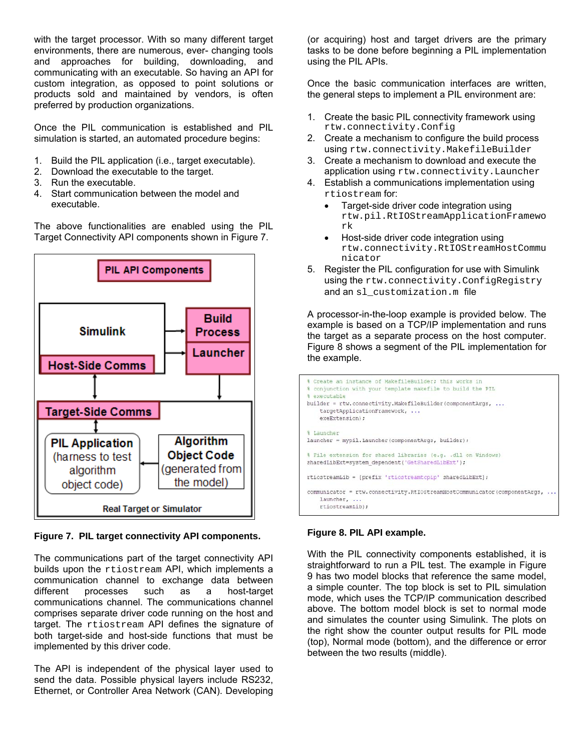with the target processor. With so many different target environments, there are numerous, ever- changing tools and approaches for building, downloading, and communicating with an executable. So having an API for custom integration, as opposed to point solutions or products sold and maintained by vendors, is often preferred by production organizations.

Once the PIL communication is established and PIL simulation is started, an automated procedure begins:

1. Build the PIL application (i.e., target executable).
2. Download the executable to the target.
3. Run the executable.
4. Start communication between the model and executable.

The above functionalities are enabled using the PIL Target Connectivity API components shown in Figure 7.

**Figure 7. PIL target connectivity API components.**

The communications part of the target connectivity API builds upon the `rtiostream` API, which implements a communication channel to exchange data between different processes such as a host-target communications channel. The communications channel comprises separate driver code running on the host and target. The `rtiostream` API defines the signature of both target-side and host-side functions that must be implemented by this driver code.

The API is independent of the physical layer used to send the data. Possible physical layers include RS232, Ethernet, or Controller Area Network (CAN). Developing (or acquiring) host and target drivers are the primary tasks to be done before beginning a PIL implementation using the PIL APIs.

Once the basic communication interfaces are written, the general steps to implement a PIL environment are:

1. Create the basic PIL connectivity framework using `rtw.connectivity.Config`
2. Create a mechanism to configure the build process using `rtw.connectivity.MakefileBuilder`
3. Create a mechanism to download and execute the application using `rtw.connectivity.Launcher`
4. Establish a communications implementation using `rtiostream` for:
   - Target-side driver code integration using `rtw.pil.RtIOStreamApplicationFramework`
   - Host-side driver code integration using `rtw.connectivity.RtIOStreamHostCommunicator`
5. Register the PIL configuration for use with Simulink using the `rtw.connectivity.ConfigRegistry` and an `sl_customization.m` file

A processor-in-the-loop example is provided below. The example is based on a TCP/IP implementation and runs the target as a separate process on the host computer. Figure 8 shows a segment of the PIL implementation for the example.

```
% Create an instance of MakefileBuilder; this works in
% conjunction with your template makefile to build the PIL
% executable
builder = rtw.connectivity.MakefileBuilder(componentArgs, ...
    targetApplicationFramework, ...
    exeExtension);

% Launcher
launcher = mypil.Launcher(componentArgs, builder);

% File extension for shared libraries (e.g. .dll on Windows)
sharedLibExt=system_dependent('GetSharedLibExt');

rtiostreamLib = [prefix 'rtiostreamtcpip' sharedLibExt];

communicator = rtw.connectivity.RtIOStreamHostCommunicator(componentArgs, ...
    launcher, ...
    rtiostreamLib);
```

**Figure 8. PIL API example.**

With the PIL connectivity components established, it is straightforward to run a PIL test. The example in Figure 9 has two model blocks that reference the same model, a simple counter. The top block is set to PIL simulation mode, which uses the TCP/IP communication described above. The bottom model block is set to normal mode and simulates the counter using Simulink. The plots on the right show the counter output results for PIL mode (top), Normal mode (bottom), and the difference or error between the two results (middle).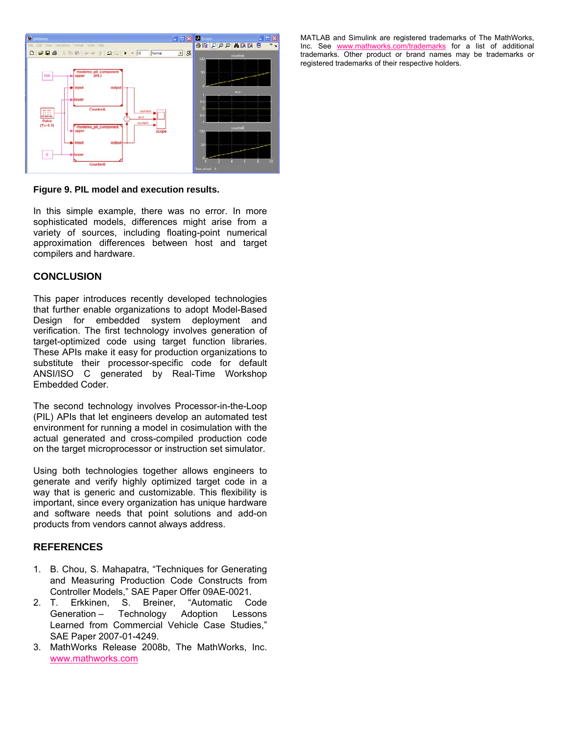**Figure 9. PIL model and execution results.**

In this simple example, there was no error. In more sophisticated models, differences might arise from a variety of sources, including floating-point numerical approximation differences between host and target compilers and hardware.

## CONCLUSION

This paper introduces recently developed technologies that further enable organizations to adopt Model-Based Design for embedded system deployment and verification. The first technology involves generation of target-optimized code using target function libraries. These APIs make it easy for production organizations to substitute their processor-specific code for default ANSI/ISO C generated by Real-Time Workshop Embedded Coder.

The second technology involves Processor-in-the-Loop (PIL) APIs that let engineers develop an automated test environment for running a model in cosimulation with the actual generated and cross-compiled production code on the target microprocessor or instruction set simulator.

Using both technologies together allows engineers to generate and verify highly optimized target code in a way that is generic and customizable. This flexibility is important, since every organization has unique hardware and software needs that point solutions and add-on products from vendors cannot always address.

## REFERENCES

1. B. Chou, S. Mahapatra, “Techniques for Generating and Measuring Production Code Constructs from Controller Models,” SAE Paper Offer 09AE-0021.
2. T. Erkkinen, S. Breiner, “Automatic Code Generation – Technology Adoption Lessons Learned from Commercial Vehicle Case Studies,” SAE Paper 2007-01-4249.
3. MathWorks Release 2008b, The MathWorks, Inc. www.mathworks.com

MATLAB and Simulink are registered trademarks of The MathWorks, Inc. See www.mathworks.com/trademarks for a list of additional trademarks. Other product or brand names may be trademarks or registered trademarks of their respective holders.